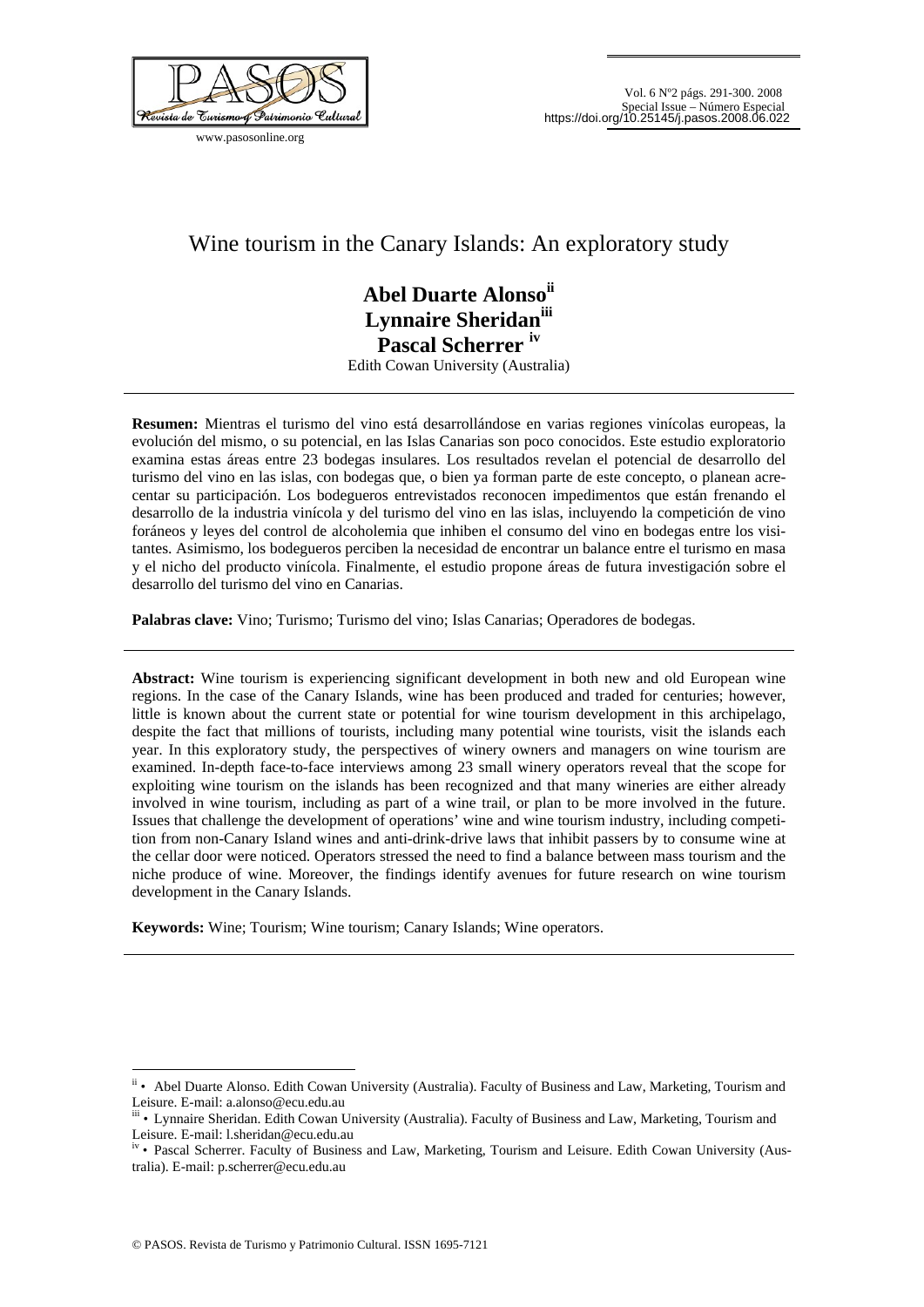# Wine tourism in the Canary Islands: An exploratory study

**Abel Duarte Alonso**[ii]
**Lynnaire Sheridan**[iii]
**Pascal Scherrer**[iv]

Edith Cowan University (Australia)

---

**Resumen:** Mientras el turismo del vino está desarrollándose en varias regiones vinícolas europeas, la evolución del mismo, o su potencial, en las Islas Canarias son poco conocidos. Este estudio exploratorio examina estas áreas entre 23 bodegas insulares. Los resultados revelan el potencial de desarrollo del turismo del vino en las islas, con bodegas que, o bien ya forman parte de este concepto, o planean acrecentar su participación. Los bodegueros entrevistados reconocen impedimentos que están frenando el desarrollo de la industria vinícola y del turismo del vino en las islas, incluyendo la competición de vino foráneos y leyes del control de alcoholemia que inhiben el consumo del vino en bodegas entre los visitantes. Asimismo, los bodegueros perciben la necesidad de encontrar un balance entre el turismo en masa y el nicho del producto vinícola. Finalmente, el estudio propone áreas de futura investigación sobre el desarrollo del turismo del vino en Canarias.

**Palabras clave:** Vino; Turismo; Turismo del vino; Islas Canarias; Operadores de bodegas.

---

**Abstract:** Wine tourism is experiencing significant development in both new and old European wine regions. In the case of the Canary Islands, wine has been produced and traded for centuries; however, little is known about the current state or potential for wine tourism development in this archipelago, despite the fact that millions of tourists, including many potential wine tourists, visit the islands each year. In this exploratory study, the perspectives of winery owners and managers on wine tourism are examined. In-depth face-to-face interviews among 23 small winery operators reveal that the scope for exploiting wine tourism on the islands has been recognized and that many wineries are either already involved in wine tourism, including as part of a wine trail, or plan to be more involved in the future. Issues that challenge the development of operations' wine and wine tourism industry, including competition from non-Canary Island wines and anti-drink-drive laws that inhibit passers by to consume wine at the cellar door were noticed. Operators stressed the need to find a balance between mass tourism and the niche produce of wine. Moreover, the findings identify avenues for future research on wine tourism development in the Canary Islands.

**Keywords:** Wine; Tourism; Wine tourism; Canary Islands; Wine operators.

---

[ii] • Abel Duarte Alonso. Edith Cowan University (Australia). Faculty of Business and Law, Marketing, Tourism and Leisure. E-mail: a.alonso@ecu.edu.au

[iii] • Lynnaire Sheridan. Edith Cowan University (Australia). Faculty of Business and Law, Marketing, Tourism and Leisure. E-mail: l.sheridan@ecu.edu.au

[iv] • Pascal Scherrer. Faculty of Business and Law, Marketing, Tourism and Leisure. Edith Cowan University (Australia). E-mail: p.scherrer@ecu.edu.au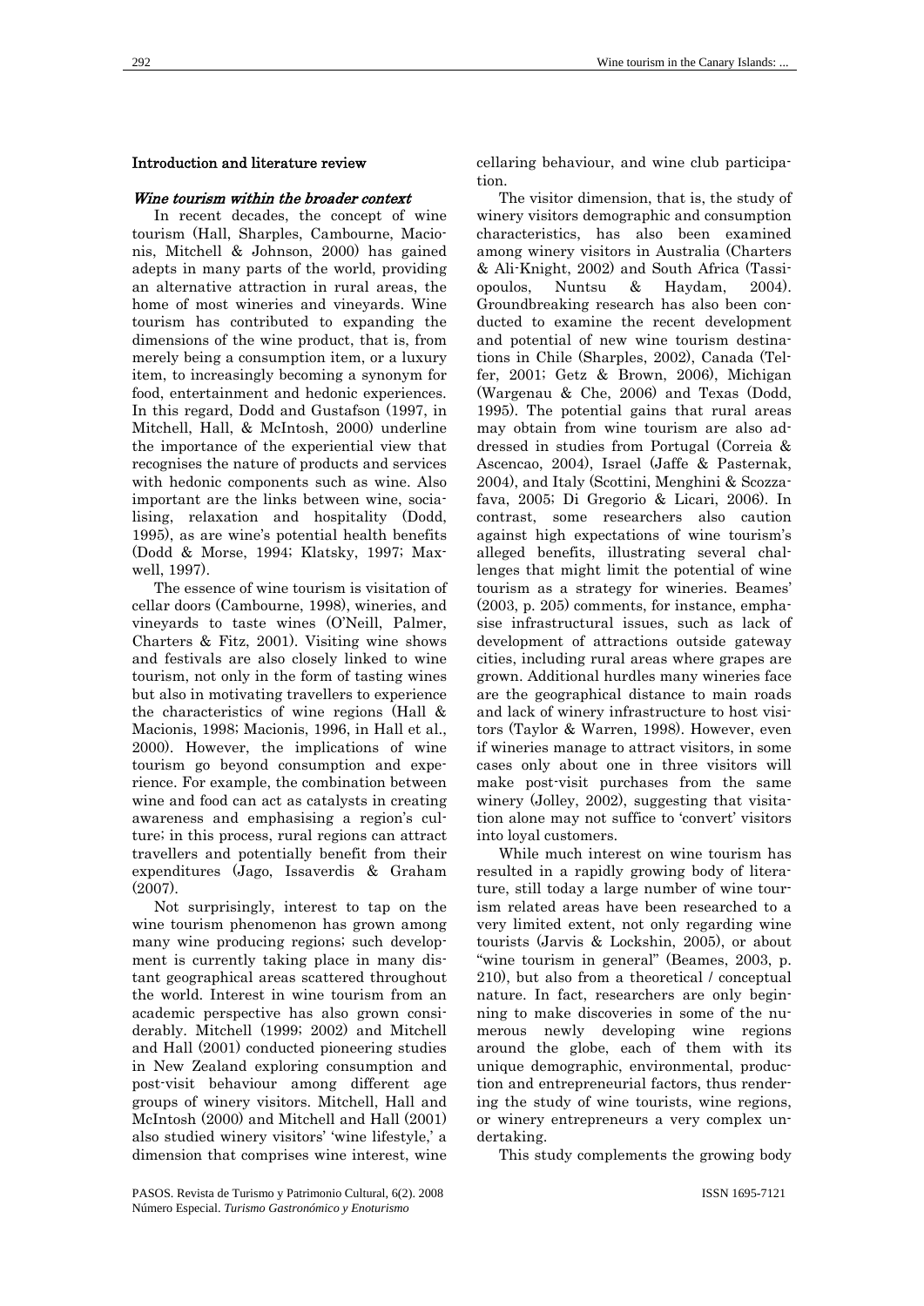## Introduction and literature review

### *Wine tourism within the broader context*

In recent decades, the concept of wine tourism (Hall, Sharples, Cambourne, Macionis, Mitchell & Johnson, 2000) has gained adepts in many parts of the world, providing an alternative attraction in rural areas, the home of most wineries and vineyards. Wine tourism has contributed to expanding the dimensions of the wine product, that is, from merely being a consumption item, or a luxury item, to increasingly becoming a synonym for food, entertainment and hedonic experiences. In this regard, Dodd and Gustafson (1997, in Mitchell, Hall, & McIntosh, 2000) underline the importance of the experiential view that recognises the nature of products and services with hedonic components such as wine. Also important are the links between wine, socialising, relaxation and hospitality (Dodd, 1995), as are wine's potential health benefits (Dodd & Morse, 1994; Klatsky, 1997; Maxwell, 1997).

The essence of wine tourism is visitation of cellar doors (Cambourne, 1998), wineries, and vineyards to taste wines (O'Neill, Palmer, Charters & Fitz, 2001). Visiting wine shows and festivals are also closely linked to wine tourism, not only in the form of tasting wines but also in motivating travellers to experience the characteristics of wine regions (Hall & Macionis, 1998; Macionis, 1996, in Hall et al., 2000). However, the implications of wine tourism go beyond consumption and experience. For example, the combination between wine and food can act as catalysts in creating awareness and emphasising a region's culture; in this process, rural regions can attract travellers and potentially benefit from their expenditures (Jago, Issaverdis & Graham (2007).

Not surprisingly, interest to tap on the wine tourism phenomenon has grown among many wine producing regions; such development is currently taking place in many distant geographical areas scattered throughout the world. Interest in wine tourism from an academic perspective has also grown considerably. Mitchell (1999; 2002) and Mitchell and Hall (2001) conducted pioneering studies in New Zealand exploring consumption and post-visit behaviour among different age groups of winery visitors. Mitchell, Hall and McIntosh (2000) and Mitchell and Hall (2001) also studied winery visitors' 'wine lifestyle,' a dimension that comprises wine interest, wine cellaring behaviour, and wine club participation.

The visitor dimension, that is, the study of winery visitors demographic and consumption characteristics, has also been examined among winery visitors in Australia (Charters & Ali-Knight, 2002) and South Africa (Tassiopoulos, Nuntsu & Haydam, 2004). Groundbreaking research has also been conducted to examine the recent development and potential of new wine tourism destinations in Chile (Sharples, 2002), Canada (Telfer, 2001; Getz & Brown, 2006), Michigan (Wargenau & Che, 2006) and Texas (Dodd, 1995). The potential gains that rural areas may obtain from wine tourism are also addressed in studies from Portugal (Correia & Ascencao, 2004), Israel (Jaffe & Pasternak, 2004), and Italy (Scottini, Menghini & Scozzafava, 2005; Di Gregorio & Licari, 2006). In contrast, some researchers also caution against high expectations of wine tourism's alleged benefits, illustrating several challenges that might limit the potential of wine tourism as a strategy for wineries. Beames' (2003, p. 205) comments, for instance, emphasise infrastructural issues, such as lack of development of attractions outside gateway cities, including rural areas where grapes are grown. Additional hurdles many wineries face are the geographical distance to main roads and lack of winery infrastructure to host visitors (Taylor & Warren, 1998). However, even if wineries manage to attract visitors, in some cases only about one in three visitors will make post-visit purchases from the same winery (Jolley, 2002), suggesting that visitation alone may not suffice to 'convert' visitors into loyal customers.

While much interest on wine tourism has resulted in a rapidly growing body of literature, still today a large number of wine tourism related areas have been researched to a very limited extent, not only regarding wine tourists (Jarvis & Lockshin, 2005), or about "wine tourism in general" (Beames, 2003, p. 210), but also from a theoretical / conceptual nature. In fact, researchers are only beginning to make discoveries in some of the numerous newly developing wine regions around the globe, each of them with its unique demographic, environmental, production and entrepreneurial factors, thus rendering the study of wine tourists, wine regions, or winery entrepreneurs a very complex undertaking.

This study complements the growing body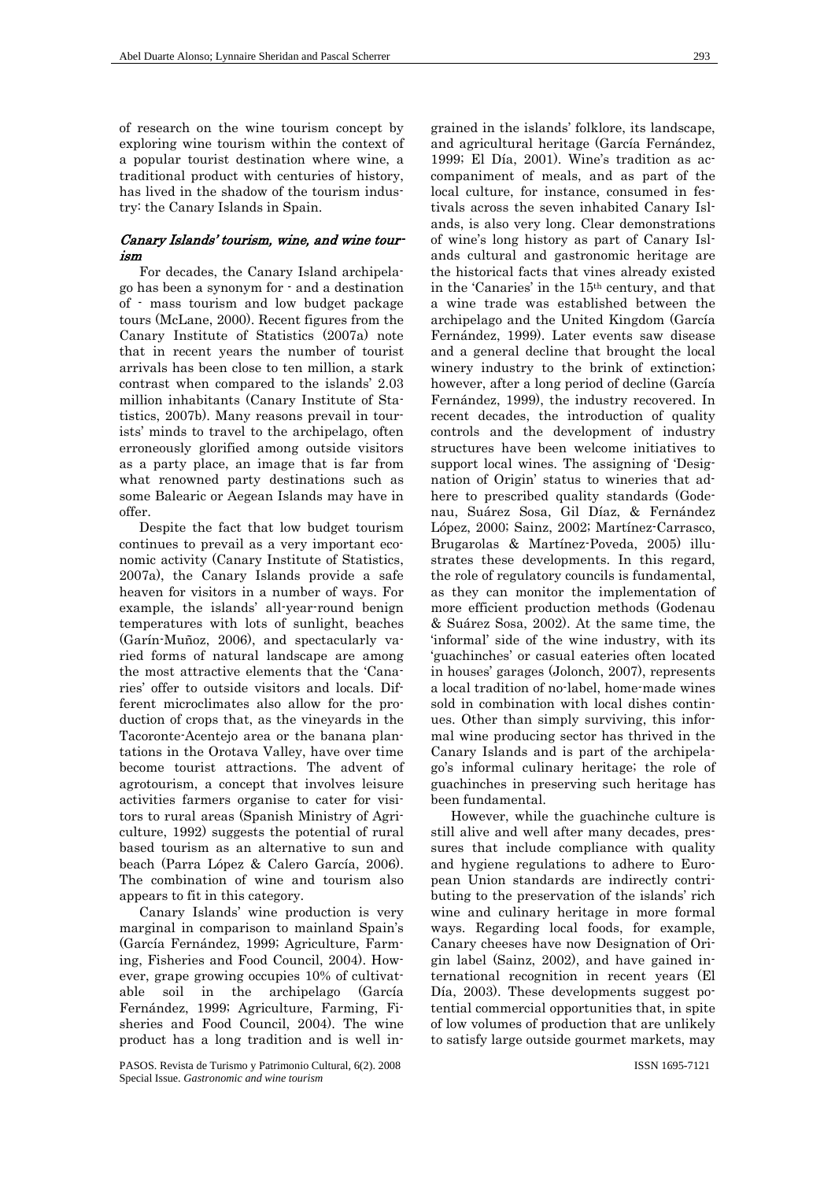of research on the wine tourism concept by exploring wine tourism within the context of a popular tourist destination where wine, a traditional product with centuries of history, has lived in the shadow of the tourism industry: the Canary Islands in Spain.

### *Canary Islands' tourism, wine, and wine tourism*

For decades, the Canary Island archipelago has been a synonym for - and a destination of - mass tourism and low budget package tours (McLane, 2000). Recent figures from the Canary Institute of Statistics (2007a) note that in recent years the number of tourist arrivals has been close to ten million, a stark contrast when compared to the islands' 2.03 million inhabitants (Canary Institute of Statistics, 2007b). Many reasons prevail in tourists' minds to travel to the archipelago, often erroneously glorified among outside visitors as a party place, an image that is far from what renowned party destinations such as some Balearic or Aegean Islands may have in offer.

Despite the fact that low budget tourism continues to prevail as a very important economic activity (Canary Institute of Statistics, 2007a), the Canary Islands provide a safe heaven for visitors in a number of ways. For example, the islands' all-year-round benign temperatures with lots of sunlight, beaches (Garín-Muñoz, 2006), and spectacularly varied forms of natural landscape are among the most attractive elements that the 'Canaries' offer to outside visitors and locals. Different microclimates also allow for the production of crops that, as the vineyards in the Tacoronte-Acentejo area or the banana plantations in the Orotava Valley, have over time become tourist attractions. The advent of agrotourism, a concept that involves leisure activities farmers organise to cater for visitors to rural areas (Spanish Ministry of Agriculture, 1992) suggests the potential of rural based tourism as an alternative to sun and beach (Parra López & Calero García, 2006). The combination of wine and tourism also appears to fit in this category.

Canary Islands' wine production is very marginal in comparison to mainland Spain's (García Fernández, 1999; Agriculture, Farming, Fisheries and Food Council, 2004). However, grape growing occupies 10% of cultivatable soil in the archipelago (García Fernández, 1999; Agriculture, Farming, Fisheries and Food Council, 2004). The wine product has a long tradition and is well ingrained in the islands' folklore, its landscape, and agricultural heritage (García Fernández, 1999; El Día, 2001). Wine's tradition as accompaniment of meals, and as part of the local culture, for instance, consumed in festivals across the seven inhabited Canary Islands, is also very long. Clear demonstrations of wine's long history as part of Canary Islands cultural and gastronomic heritage are the historical facts that vines already existed in the 'Canaries' in the 15th century, and that a wine trade was established between the archipelago and the United Kingdom (García Fernández, 1999). Later events saw disease and a general decline that brought the local winery industry to the brink of extinction; however, after a long period of decline (García Fernández, 1999), the industry recovered. In recent decades, the introduction of quality controls and the development of industry structures have been welcome initiatives to support local wines. The assigning of 'Designation of Origin' status to wineries that adhere to prescribed quality standards (Godenau, Suárez Sosa, Gil Díaz, & Fernández López, 2000; Sainz, 2002; Martínez-Carrasco, Brugarolas & Martínez-Poveda, 2005) illustrates these developments. In this regard, the role of regulatory councils is fundamental, as they can monitor the implementation of more efficient production methods (Godenau & Suárez Sosa, 2002). At the same time, the 'informal' side of the wine industry, with its 'guachinches' or casual eateries often located in houses' garages (Jolonch, 2007), represents a local tradition of no-label, home-made wines sold in combination with local dishes continues. Other than simply surviving, this informal wine producing sector has thrived in the Canary Islands and is part of the archipelago's informal culinary heritage; the role of guachinches in preserving such heritage has been fundamental.

However, while the guachinche culture is still alive and well after many decades, pressures that include compliance with quality and hygiene regulations to adhere to European Union standards are indirectly contributing to the preservation of the islands' rich wine and culinary heritage in more formal ways. Regarding local foods, for example, Canary cheeses have now Designation of Origin label (Sainz, 2002), and have gained international recognition in recent years (El Día, 2003). These developments suggest potential commercial opportunities that, in spite of low volumes of production that are unlikely to satisfy large outside gourmet markets, may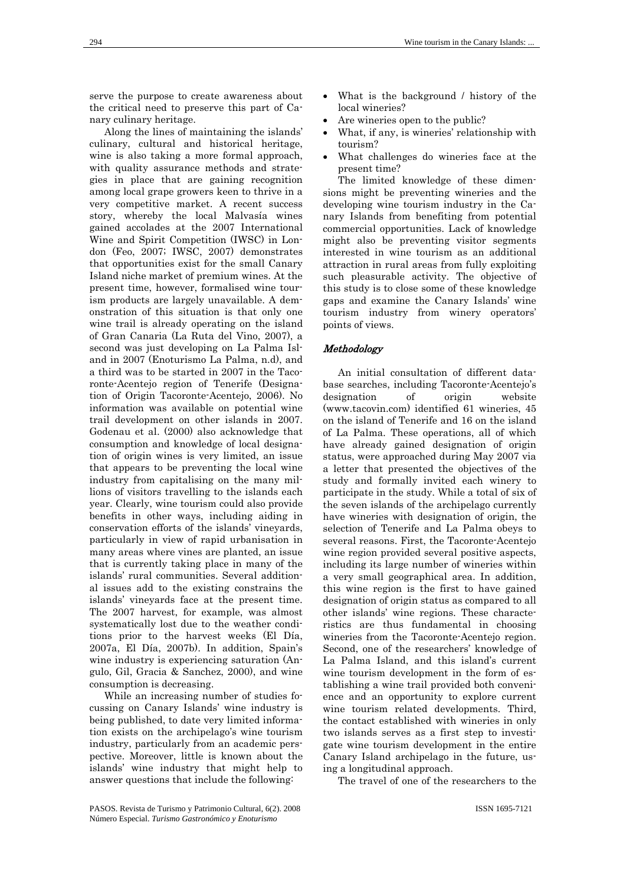serve the purpose to create awareness about the critical need to preserve this part of Canary culinary heritage.

Along the lines of maintaining the islands' culinary, cultural and historical heritage, wine is also taking a more formal approach, with quality assurance methods and strategies in place that are gaining recognition among local grape growers keen to thrive in a very competitive market. A recent success story, whereby the local Malvasía wines gained accolades at the 2007 International Wine and Spirit Competition (IWSC) in London (Feo, 2007; IWSC, 2007) demonstrates that opportunities exist for the small Canary Island niche market of premium wines. At the present time, however, formalised wine tourism products are largely unavailable. A demonstration of this situation is that only one wine trail is already operating on the island of Gran Canaria (La Ruta del Vino, 2007), a second was just developing on La Palma Island in 2007 (Enoturismo La Palma, n.d) and a third was to be started in 2007 in the Tacoronte-Acentejo region of Tenerife (Designation of Origin Tacoronte-Acentejo, 2006). No information was available on potential wine trail development on other islands in 2007. Godenau et al. (2000) also acknowledge that consumption and knowledge of local designation of origin wines is very limited, an issue that appears to be preventing the local wine industry from capitalising on the many millions of visitors travelling to the islands each year. Clearly, wine tourism could also provide benefits in other ways, including aiding in conservation efforts of the islands' vineyards, particularly in view of rapid urbanisation in many areas where vines are planted, an issue that is currently taking place in many of the islands' rural communities. Several additional issues add to the existing constrains the islands' vineyards face at the present time. The 2007 harvest, for example, was almost systematically lost due to the weather conditions prior to the harvest weeks (El Día, 2007a, El Día, 2007b). In addition, Spain's wine industry is experiencing saturation (Angulo, Gil, Gracia & Sanchez, 2000), and wine consumption is decreasing.

While an increasing number of studies focussing on Canary Islands' wine industry is being published, to date very limited information exists on the archipelago's wine tourism industry, particularly from an academic perspective. Moreover, little is known about the islands' wine industry that might help to answer questions that include the following:

- What is the background / history of the local wineries?
- Are wineries open to the public?
- What, if any, is wineries' relationship with tourism?
- What challenges do wineries face at the present time?

The limited knowledge of these dimensions might be preventing wineries and the developing wine tourism industry in the Canary Islands from benefiting from potential commercial opportunities. Lack of knowledge might also be preventing visitor segments interested in wine tourism as an additional attraction in rural areas from fully exploiting such pleasurable activity. The objective of this study is to close some of these knowledge gaps and examine the Canary Islands' wine tourism industry from winery operators' points of views.

## *Methodology*

An initial consultation of different database searches, including Tacoronte-Acentejo's designation of origin website (www.tacovin.com) identified 61 wineries, 45 on the island of Tenerife and 16 on the island of La Palma. These operations, all of which have already gained designation of origin status, were approached during May 2007 via a letter that presented the objectives of the study and formally invited each winery to participate in the study. While a total of six of the seven islands of the archipelago currently have wineries with designation of origin, the selection of Tenerife and La Palma obeys to several reasons. First, the Tacoronte-Acentejo wine region provided several positive aspects, including its large number of wineries within a very small geographical area. In addition, this wine region is the first to have gained designation of origin status as compared to all other islands' wine regions. These characteristics are thus fundamental in choosing wineries from the Tacoronte-Acentejo region. Second, one of the researchers' knowledge of La Palma Island, and this island's current wine tourism development in the form of establishing a wine trail provided both convenience and an opportunity to explore current wine tourism related developments. Third, the contact established with wineries in only two islands serves as a first step to investigate wine tourism development in the entire Canary Island archipelago in the future, using a longitudinal approach.

The travel of one of the researchers to the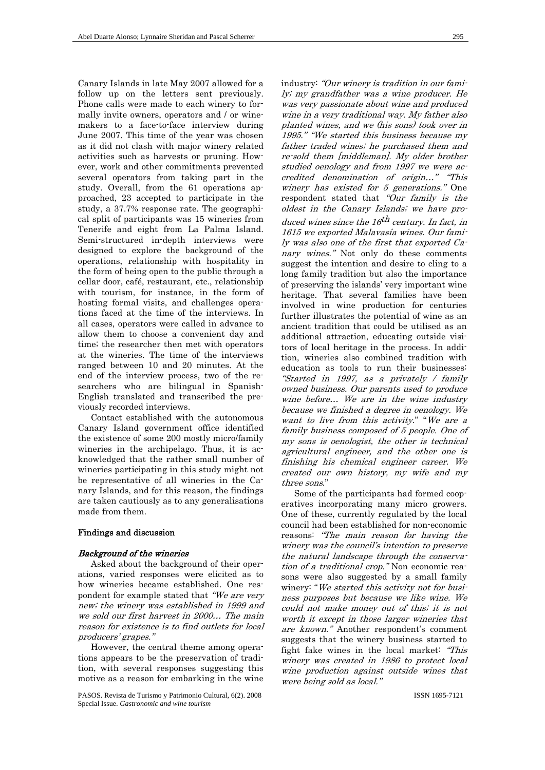Canary Islands in late May 2007 allowed for a follow up on the letters sent previously. Phone calls were made to each winery to formally invite owners, operators and / or winemakers to a face-to-face interview during June 2007. This time of the year was chosen as it did not clash with major winery related activities such as harvests or pruning. However, work and other commitments prevented several operators from taking part in the study. Overall, from the 61 operations approached, 23 accepted to participate in the study, a 37.7% response rate. The geographical split of participants was 15 wineries from Tenerife and eight from La Palma Island. Semi-structured in-depth interviews were designed to explore the background of the operations, relationship with hospitality in the form of being open to the public through a cellar door, café, restaurant, etc., relationship with tourism, for instance, in the form of hosting formal visits, and challenges operations faced at the time of the interviews. In all cases, operators were called in advance to allow them to choose a convenient day and time; the researcher then met with operators at the wineries. The time of the interviews ranged between 10 and 20 minutes. At the end of the interview process, two of the researchers who are bilingual in Spanish-English translated and transcribed the previously recorded interviews.

Contact established with the autonomous Canary Island government office identified the existence of some 200 mostly micro/family wineries in the archipelago. Thus, it is acknowledged that the rather small number of wineries participating in this study might not be representative of all wineries in the Canary Islands, and for this reason, the findings are taken cautiously as to any generalisations made from them.

## Findings and discussion

### *Background of the wineries*

Asked about the background of their operations, varied responses were elicited as to how wineries became established. One respondent for example stated that *"We are very new; the winery was established in 1999 and we sold our first harvest in 2000… The main reason for existence is to find outlets for local producers' grapes."*

However, the central theme among operations appears to be the preservation of tradition, with several responses suggesting this motive as a reason for embarking in the wine industry: *"Our winery is tradition in our family; my grandfather was a wine producer. He was very passionate about wine and produced wine in a very traditional way. My father also planted wines, and we (his sons) took over in 1995." "We started this business because my father traded wines; he purchased them and re-sold them [middleman]. My older brother studied oenology and from 1997 we were accredited denomination of origin…" "This winery has existed for 5 generations."* One respondent stated that *"Our family is the oldest in the Canary Islands; we have produced wines since the 16th century. In fact, in 1615 we exported Malavasía wines. Our family was also one of the first that exported Canary wines."* Not only do these comments suggest the intention and desire to cling to a long family tradition but also the importance of preserving the islands' very important wine heritage. That several families have been involved in wine production for centuries further illustrates the potential of wine as an ancient tradition that could be utilised as an additional attraction, educating outside visitors of local heritage in the process. In addition, wineries also combined tradition with education as tools to run their businesses: *"Started in 1997, as a privately / family owned business. Our parents used to produce wine before… We are in the wine industry because we finished a degree in oenology. We want to live from this activity."* "*We are a family business composed of 5 people. One of my sons is oenologist, the other is technical agricultural engineer, and the other one is finishing his chemical engineer career. We created our own history, my wife and my three sons.*"

Some of the participants had formed cooperatives incorporating many micro growers. One of these, currently regulated by the local council had been established for non-economic reasons: *"The main reason for having the winery was the council's intention to preserve the natural landscape through the conservation of a traditional crop."* Non economic reasons were also suggested by a small family winery: "*We started this activity not for business purposes but because we like wine. We could not make money out of this; it is not worth it except in those larger wineries that are known."* Another respondent's comment suggests that the winery business started to fight fake wines in the local market: *"This winery was created in 1986 to protect local wine production against outside wines that were being sold as local."*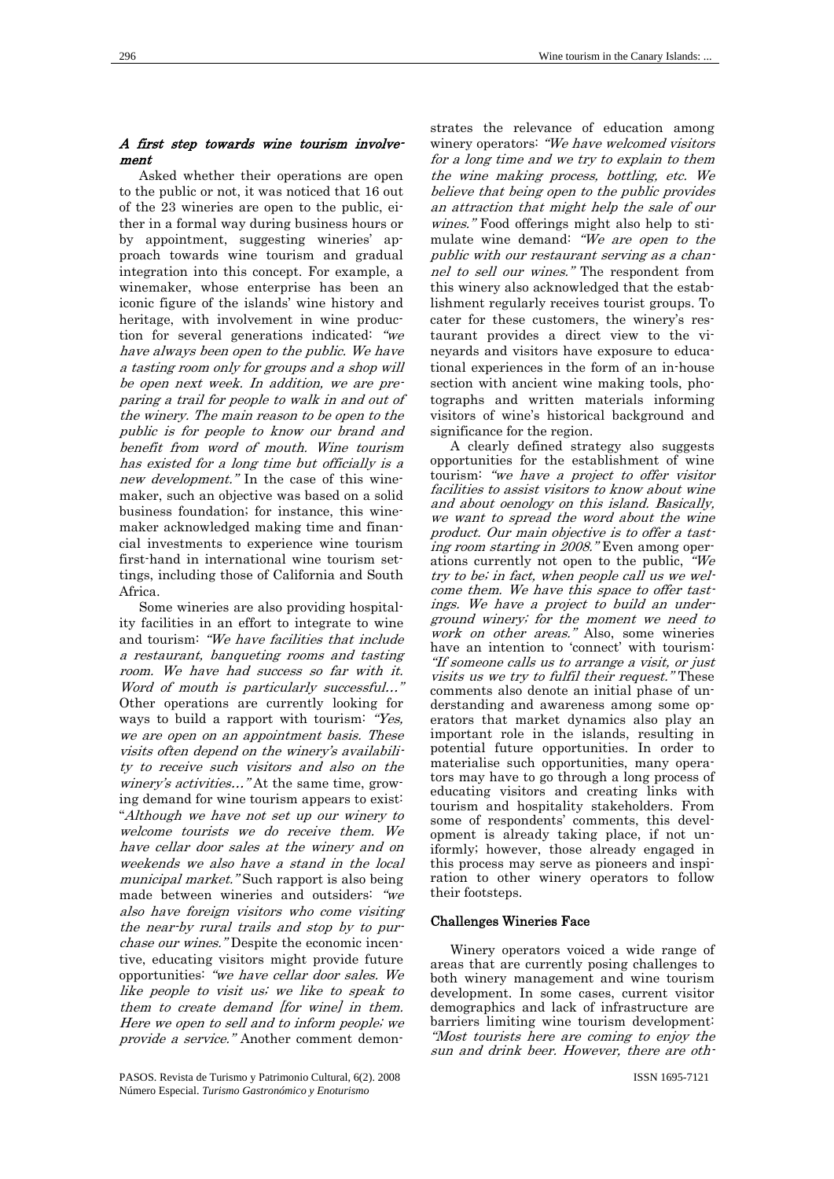### *A first step towards wine tourism involvement*

Asked whether their operations are open to the public or not, it was noticed that 16 out of the 23 wineries are open to the public, either in a formal way during business hours or by appointment, suggesting wineries' approach towards wine tourism and gradual integration into this concept. For example, a winemaker, whose enterprise has been an iconic figure of the islands' wine history and heritage, with involvement in wine production for several generations indicated: *"we have always been open to the public. We have a tasting room only for groups and a shop will be open next week. In addition, we are preparing a trail for people to walk in and out of the winery. The main reason to be open to the public is for people to know our brand and benefit from word of mouth. Wine tourism has existed for a long time but officially is a new development."* In the case of this winemaker, such an objective was based on a solid business foundation; for instance, this winemaker acknowledged making time and financial investments to experience wine tourism first-hand in international wine tourism settings, including those of California and South Africa.

Some wineries are also providing hospitality facilities in an effort to integrate to wine and tourism: *"We have facilities that include a restaurant, banqueting rooms and tasting room. We have had success so far with it. Word of mouth is particularly successful…"* Other operations are currently looking for ways to build a rapport with tourism: *"Yes, we are open on an appointment basis. These visits often depend on the winery's availability to receive such visitors and also on the winery's activities…"* At the same time, growing demand for wine tourism appears to exist: "*Although we have not set up our winery to welcome tourists we do receive them. We have cellar door sales at the winery and on weekends we also have a stand in the local municipal market."* Such rapport is also being made between wineries and outsiders: *"we also have foreign visitors who come visiting the near-by rural trails and stop by to purchase our wines."* Despite the economic incentive, educating visitors might provide future opportunities: *"we have cellar door sales. We like people to visit us; we like to speak to them to create demand [for wine] in them. Here we open to sell and to inform people; we provide a service."* Another comment demonstrates the relevance of education among winery operators: *"We have welcomed visitors for a long time and we try to explain to them the wine making process, bottling, etc. We believe that being open to the public provides an attraction that might help the sale of our wines."* Food offerings might also help to stimulate wine demand: *"We are open to the public with our restaurant serving as a channel to sell our wines."* The respondent from this winery also acknowledged that the establishment regularly receives tourist groups. To cater for these customers, the winery's restaurant provides a direct view to the vineyards and visitors have exposure to educational experiences in the form of an in-house section with ancient wine making tools, photographs and written materials informing visitors of wine's historical background and significance for the region.

A clearly defined strategy also suggests opportunities for the establishment of wine tourism: *"we have a project to offer visitor facilities to assist visitors to know about wine and about oenology on this island. Basically, we want to spread the word about the wine product. Our main objective is to offer a tasting room starting in 2008."* Even among operations currently not open to the public, *"We try to be; in fact, when people call us we welcome them. We have this space to offer tastings. We have a project to build an underground winery; for the moment we need to work on other areas."* Also, some wineries have an intention to 'connect' with tourism: *"If someone calls us to arrange a visit, or just visits us we try to fulfil their request."* These comments also denote an initial phase of understanding and awareness among some operators that market dynamics also play an important role in the islands, resulting in potential future opportunities. In order to materialise such opportunities, many operators may have to go through a long process of educating visitors and creating links with tourism and hospitality stakeholders. From some of respondents' comments, this development is already taking place, if not uniformly; however, those already engaged in this process may serve as pioneers and inspiration to other winery operators to follow their footsteps.

### Challenges Wineries Face

Winery operators voiced a wide range of areas that are currently posing challenges to both winery management and wine tourism development. In some cases, current visitor demographics and lack of infrastructure are barriers limiting wine tourism development: *"Most tourists here are coming to enjoy the sun and drink beer. However, there are oth-*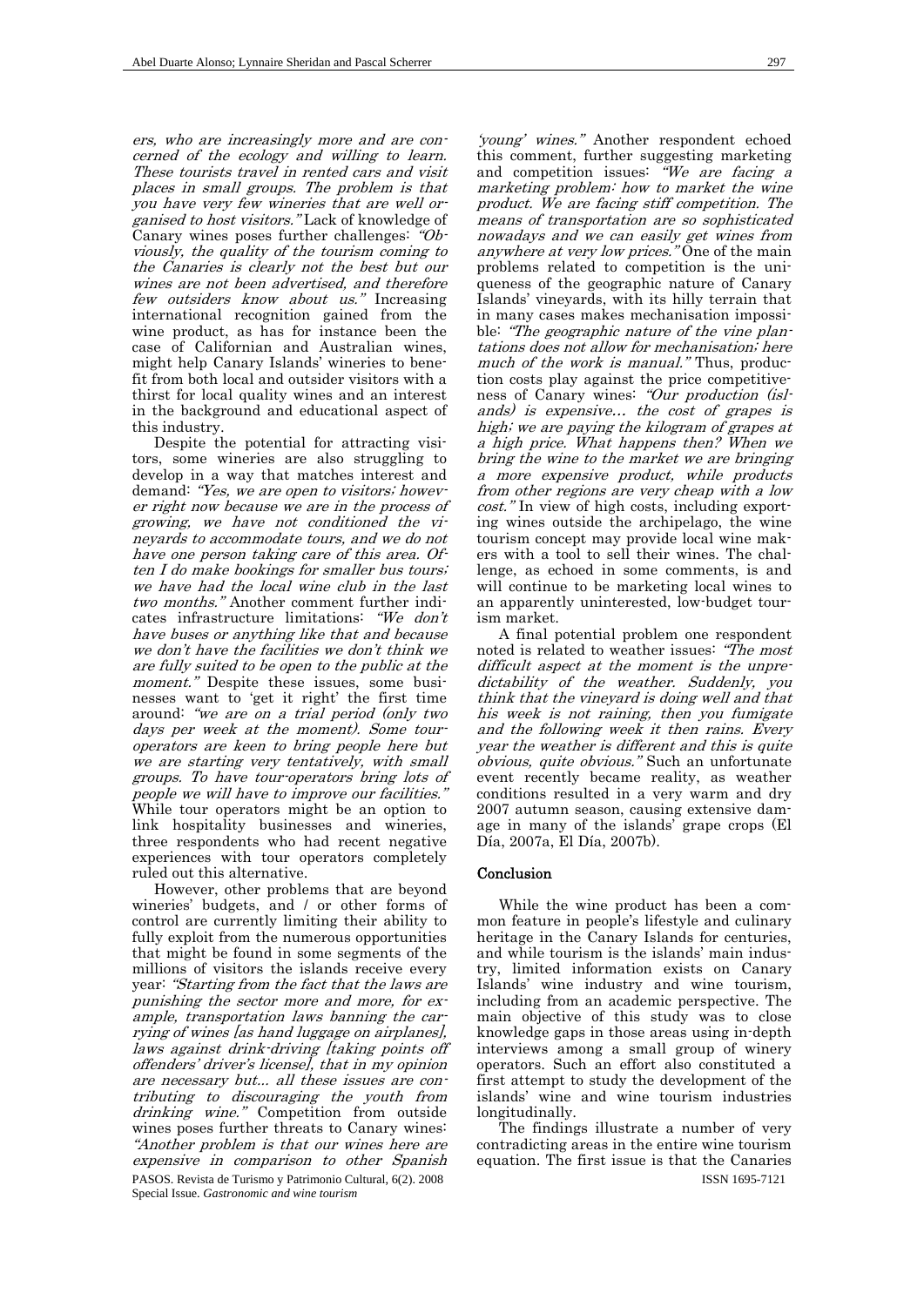*ers, who are increasingly more and are concerned of the ecology and willing to learn. These tourists travel in rented cars and visit places in small groups. The problem is that you have very few wineries that are well organised to host visitors."* Lack of knowledge of Canary wines poses further challenges: *"Obviously, the quality of the tourism coming to the Canaries is clearly not the best but our wines are not been advertised, and therefore few outsiders know about us."* Increasing international recognition gained from the wine product, as has for instance been the case of Californian and Australian wines, might help Canary Islands' wineries to benefit from both local and outsider visitors with a thirst for local quality wines and an interest in the background and educational aspect of this industry.

Despite the potential for attracting visitors, some wineries are also struggling to develop in a way that matches interest and demand: *"Yes, we are open to visitors; however right now because we are in the process of growing, we have not conditioned the vineyards to accommodate tours, and we do not have one person taking care of this area. Often I do make bookings for smaller bus tours; we have had the local wine club in the last two months."* Another comment further indicates infrastructure limitations: *"We don't have buses or anything like that and because we don't have the facilities we don't think we are fully suited to be open to the public at the moment."* Despite these issues, some businesses want to 'get it right' the first time around: *"we are on a trial period (only two days per week at the moment). Some tour-operators are keen to bring people here but we are starting very tentatively, with small groups. To have tour-operators bring lots of people we will have to improve our facilities."* While tour operators might be an option to link hospitality businesses and wineries, three respondents who had recent negative experiences with tour operators completely ruled out this alternative.

However, other problems that are beyond wineries' budgets, and / or other forms of control are currently limiting their ability to fully exploit from the numerous opportunities that might be found in some segments of the millions of visitors the islands receive every year: *"Starting from the fact that the laws are punishing the sector more and more, for example, transportation laws banning the carrying of wines [as hand luggage on airplanes], laws against drink-driving [taking points off offenders' driver's license], that in my opinion are necessary but... all these issues are contributing to discouraging the youth from drinking wine."* Competition from outside wines poses further threats to Canary wines: *"Another problem is that our wines here are expensive in comparison to other Spanish 'young' wines."* Another respondent echoed this comment, further suggesting marketing and competition issues: *"We are facing a marketing problem: how to market the wine product. We are facing stiff competition. The means of transportation are so sophisticated nowadays and we can easily get wines from anywhere at very low prices."* One of the main problems related to competition is the uniqueness of the geographic nature of Canary Islands' vineyards, with its hilly terrain that in many cases makes mechanisation impossible: *"The geographic nature of the vine plantations does not allow for mechanisation; here much of the work is manual."* Thus, production costs play against the price competitiveness of Canary wines: *"Our production (islands) is expensive... the cost of grapes is high; we are paying the kilogram of grapes at a high price. What happens then? When we bring the wine to the market we are bringing a more expensive product, while products from other regions are very cheap with a low cost."* In view of high costs, including exporting wines outside the archipelago, the wine tourism concept may provide local wine makers with a tool to sell their wines. The challenge, as echoed in some comments, is and will continue to be marketing local wines to an apparently uninterested, low-budget tourism market.

A final potential problem one respondent noted is related to weather issues: *"The most difficult aspect at the moment is the unpredictability of the weather. Suddenly, you think that the vineyard is doing well and that his week is not raining, then you fumigate and the following week it then rains. Every year the weather is different and this is quite obvious, quite obvious."* Such an unfortunate event recently became reality, as weather conditions resulted in a very warm and dry 2007 autumn season, causing extensive damage in many of the islands' grape crops (El Día, 2007a, El Día, 2007b).

## Conclusion

While the wine product has been a common feature in people's lifestyle and culinary heritage in the Canary Islands for centuries, and while tourism is the islands' main industry, limited information exists on Canary Islands' wine industry and wine tourism, including from an academic perspective. The main objective of this study was to close knowledge gaps in those areas using in-depth interviews among a small group of winery operators. Such an effort also constituted a first attempt to study the development of the islands' wine and wine tourism industries longitudinally.

The findings illustrate a number of very contradicting areas in the entire wine tourism equation. The first issue is that the Canaries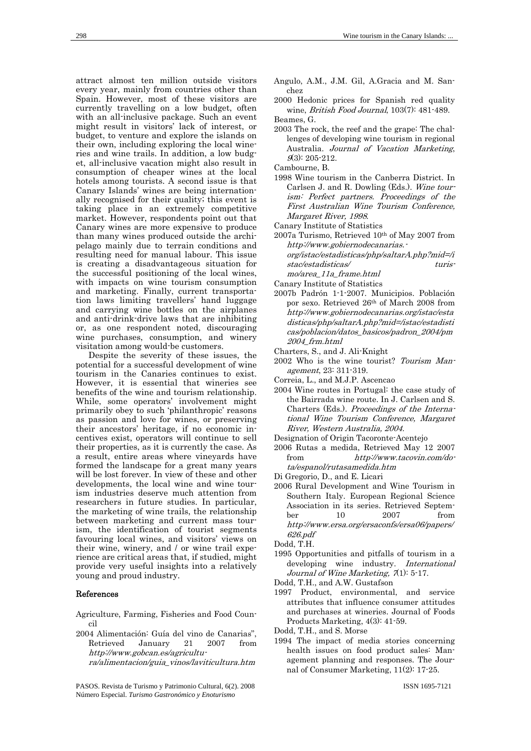attract almost ten million outside visitors every year, mainly from countries other than Spain. However, most of these visitors are currently travelling on a low budget, often with an all-inclusive package. Such an event might result in visitors' lack of interest, or budget, to venture and explore the islands on their own, including exploring the local wineries and wine trails. In addition, a low budget, all-inclusive vacation might also result in consumption of cheaper wines at the local hotels among tourists. A second issue is that Canary Islands' wines are being internationally recognised for their quality; this event is taking place in an extremely competitive market. However, respondents point out that Canary wines are more expensive to produce than many wines produced outside the archipelago mainly due to terrain conditions and resulting need for manual labour. This issue is creating a disadvantageous situation for the successful positioning of the local wines, with impacts on wine tourism consumption and marketing. Finally, current transportation laws limiting travellers' hand luggage and carrying wine bottles on the airplanes and anti-drink-drive laws that are inhibiting or, as one respondent noted, discouraging wine purchases, consumption, and winery visitation among would-be customers.

Despite the severity of these issues, the potential for a successful development of wine tourism in the Canaries continues to exist. However, it is essential that wineries see benefits of the wine and tourism relationship. While, some operators' involvement might primarily obey to such 'philanthropic' reasons as passion and love for wines, or preserving their ancestors' heritage, if no economic incentives exist, operators will continue to sell their properties, as it is currently the case. As a result, entire areas where vineyards have formed the landscape for a great many years will be lost forever. In view of these and other developments, the local wine and wine tourism industries deserve much attention from researchers in future studies. In particular, the marketing of wine trails, the relationship between marketing and current mass tourism, the identification of tourist segments favouring local wines, and visitors' views on their wine, winery, and / or wine trail experience are critical areas that, if studied, might provide very useful insights into a relatively young and proud industry.

## References

Agriculture, Farming, Fisheries and Food Council

2004 Alimentación: Guía del vino de Canarias", Retrieved January 21 2007 from *http://www.gobcan.es/agricultura/alimentacion/guia_vinos/laviticultura.htm*

Angulo, A.M., J.M. Gil, A.Gracia and M. Sanchez

2000 Hedonic prices for Spanish red quality wine, *British Food Journal*, 103(7): 481-489.

Beames, G.

2003 The rock, the reef and the grape: The challenges of developing wine tourism in regional Australia. *Journal of Vacation Marketing*, *9*(3): 205-212.

Cambourne, B.

1998 Wine tourism in the Canberra District. In Carlsen J. and R. Dowling (Eds.). *Wine tourism: Perfect partners. Proceedings of the First Australian Wine Tourism Conference, Margaret River, 1998*.

Canary Institute of Statistics

2007a Turismo, Retrieved 10th of May 2007 from *http://www.gobiernodecanarias.org/istac/estadisticas/php/saltarA.php?mid=/istac/estadisticas/ turismo/area_11a_frame.html*

Canary Institute of Statistics

2007b Padrón 1-1-2007. Municipios. Población por sexo. Retrieved 26th of March 2008 from *http://www.gobiernodecanarias.org/istac/estadisticas/php/saltarA.php?mid=/istac/estadisticas/poblacion/datos_basicos/padron_2004/pm2004_frm.html*

Charters, S., and J. Ali-Knight

2002 Who is the wine tourist? *Tourism Management*, 23: 311-319.

Correia, L., and M.J.P. Ascencao

2004 Wine routes in Portugal: the case study of the Bairrada wine route. In J. Carlsen and S. Charters (Eds.). *Proceedings of the International Wine Tourism Conference, Margaret River, Western Australia, 2004.*

Designation of Origin Tacoronte-Acentejo

2006 Rutas a medida, Retrieved May 12 2007 from *http://www.tacovin.com/dota/espanol/rutasamedida.htm*

Di Gregorio, D., and E. Licari

2006 Rural Development and Wine Tourism in Southern Italy. European Regional Science Association in its series. Retrieved September 10 2007 from *http://www.ersa.org/ersaconfs/ersa06/papers/626.pdf*

Dodd, T.H.

1995 Opportunities and pitfalls of tourism in a developing wine industry. *International Journal of Wine Marketing, 7*(1): 5-17.

Dodd, T.H., and A.W. Gustafson

1997 Product, environmental, and service attributes that influence consumer attitudes and purchases at wineries. Journal of Foods Products Marketing, 4(3): 41-59.

Dodd, T.H., and S. Morse

1994 The impact of media stories concerning health issues on food product sales: Management planning and responses. The Journal of Consumer Marketing, 11(2): 17-25.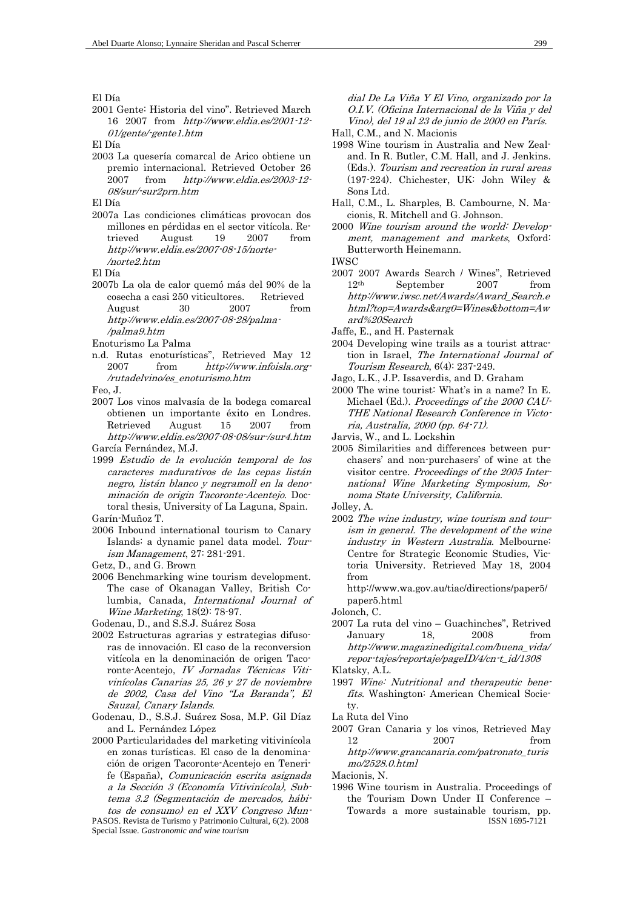El Día

2001 Gente: Historia del vino". Retrieved March 16 2007 from *http://www.eldia.es/2001-12-01/gente/-gente1.htm*

El Día

2003 La quesería comarcal de Arico obtiene un premio internacional. Retrieved October 26 2007 from *http://www.eldia.es/2003-12-08/sur/-sur2prn.htm*

El Día

2007a Las condiciones climáticas provocan dos millones en pérdidas en el sector vitícola. Retrieved August 19 2007 from *http://www.eldia.es/2007-08-15/norte-/norte2.htm*

El Día

2007b La ola de calor quemó más del 90% de la cosecha a casi 250 viticultores. Retrieved August 30 2007 from *http://www.eldia.es/2007-08-28/palma-/palma9.htm*

Enoturismo La Palma

n.d. Rutas enoturísticas", Retrieved May 12 2007 from *http://www.infoisla.org-/rutadelvino/es_enoturismo.htm*

Feo, J.

2007 Los vinos malvasía de la bodega comarcal obtienen un importante éxito en Londres. Retrieved August 15 2007 from *http://www.eldia.es/2007-08-08/sur-/sur4.htm*

García Fernández, M.J.

1999 *Estudio de la evolución temporal de los caracteres madurativos de las cepas listán negro, listán blanco y negramoll en la denominación de origin Tacoronte-Acentejo*. Doctoral thesis, University of La Laguna, Spain.

Garín-Muñoz T.

2006 Inbound international tourism to Canary Islands: a dynamic panel data model. *Tourism Management*, 27: 281-291.

Getz, D., and G. Brown

2006 Benchmarking wine tourism development. The case of Okanagan Valley, British Columbia, Canada, *International Journal of Wine Marketing*, 18(2): 78-97.

Godenau, D., and S.S.J. Suárez Sosa

2002 Estructuras agrarias y estrategias difusoras de innovación. El caso de la reconversion vitícola en la denominación de origen Tacoronte-Acentejo, *IV Jornadas Técnicas Vitivinícolas Canarias 25, 26 y 27 de noviembre de 2002, Casa del Vino "La Baranda", El Sauzal, Canary Islands*.

Godenau, D., S.S.J. Suárez Sosa, M.P. Gil Díaz and L. Fernández López

2000 Particularidades del marketing vitivinícola en zonas turísticas. El caso de la denominación de origen Tacoronte-Acentejo en Tenerife (España), *Comunicación escrita asignada a la Sección 3 (Economía Vitivinícola), Subtema 3.2 (Segmentación de mercados, hábitos de consumo) en el XXV Congreso Mundial De La Viña Y El Vino, organizado por la O.I.V. (Oficina Internacional de la Viña y del Vino), del 19 al 23 de junio de 2000 en París.*

Hall, C.M., and N. Macionis

1998 Wine tourism in Australia and New Zealand. In R. Butler, C.M. Hall, and J. Jenkins. (Eds.). *Tourism and recreation in rural areas* (197-224). Chichester, UK: John Wiley & Sons Ltd.

Hall, C.M., L. Sharples, B. Cambourne, N. Macionis, R. Mitchell and G. Johnson.

2000 *Wine tourism around the world: Development, management and markets*, Oxford: Butterworth Heinemann.

IWSC

2007 2007 Awards Search / Wines", Retrieved 12th September 2007 from *http://www.iwsc.net/Awards/Award_Search.ehtml?top=Awards&arg0=Wines&bottom=Award%20Search*

Jaffe, E., and H. Pasternak

2004 Developing wine trails as a tourist attraction in Israel, *The International Journal of Tourism Research*, 6(4): 237-249.

Jago, L.K., J.P. Issaverdis, and D. Graham

2000 The wine tourist: What's in a name? In E. Michael (Ed.). *Proceedings of the 2000 CAUTHE National Research Conference in Victoria, Australia, 2000 (pp. 64-71).*

Jarvis, W., and L. Lockshin

2005 Similarities and differences between purchasers' and non-purchasers' of wine at the visitor centre. *Proceedings of the 2005 International Wine Marketing Symposium, Sonoma State University, California*.

Jolley, A.

2002 *The wine industry, wine tourism and tourism in general. The development of the wine industry in Western Australia*. Melbourne: Centre for Strategic Economic Studies, Victoria University. Retrieved May 18, 2004 from http://www.wa.gov.au/tiac/directions/paper5/paper5.html

Jolonch, C.

2007 La ruta del vino – Guachinches", Retrived January 18, 2008 from *http://www.magazinedigital.com/buena_vida/repor-tajes/reportaje/pageID/4/cn-t_id/1308*

Klatsky, A.L.

1997 *Wine: Nutritional and therapeutic benefits*. Washington: American Chemical Society.

La Ruta del Vino

2007 Gran Canaria y los vinos, Retrieved May 12 2007 from *http://www.grancanaria.com/patronato_turismo/2528.0.html*

Macionis, N.

1996 Wine tourism in Australia. Proceedings of the Tourism Down Under II Conference – Towards a more sustainable tourism, pp.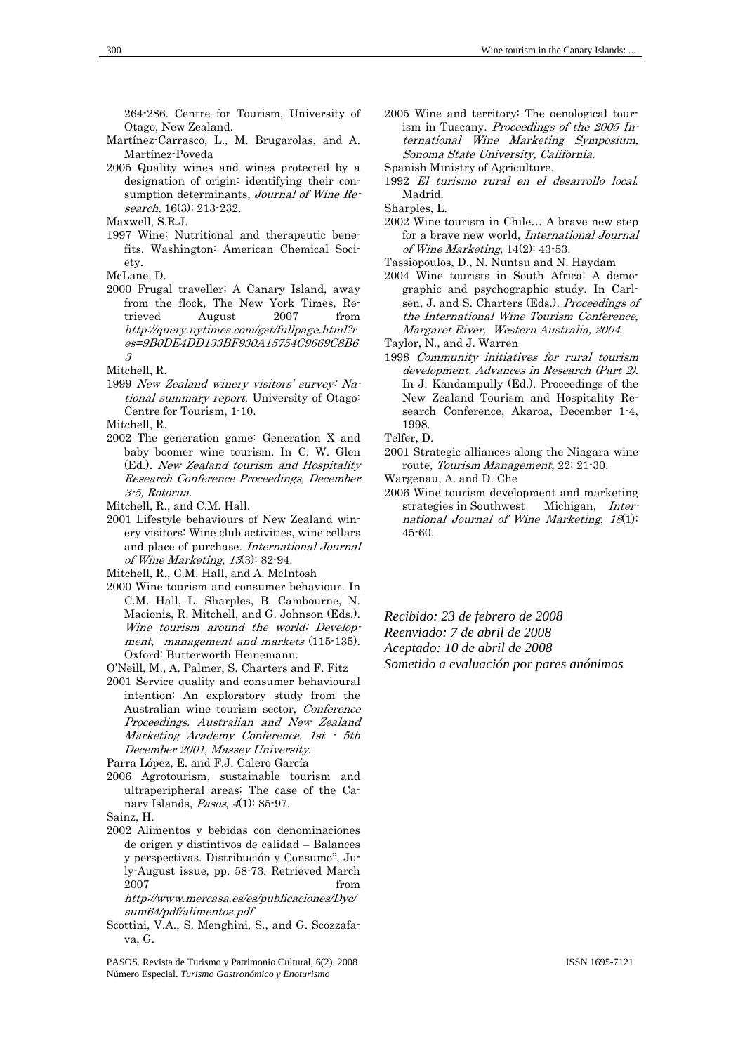264-286. Centre for Tourism, University of Otago, New Zealand.

Martínez-Carrasco, L., M. Brugarolas, and A. Martínez-Poveda

2005 Quality wines and wines protected by a designation of origin: identifying their consumption determinants, *Journal of Wine Research*, 16(3): 213-232.

Maxwell, S.R.J.

1997 Wine: Nutritional and therapeutic benefits. Washington: American Chemical Society.

McLane, D.

2000 Frugal traveller; A Canary Island, away from the flock, The New York Times, Retrieved August 2007 from *http://query.nytimes.com/gst/fullpage.html?res=9B0DE4DD133BF930A15754C9669C8B63*

Mitchell, R.

1999 *New Zealand winery visitors' survey: National summary report*. University of Otago: Centre for Tourism, 1-10.

Mitchell, R.

2002 The generation game: Generation X and baby boomer wine tourism. In C. W. Glen (Ed.). *New Zealand tourism and Hospitality Research Conference Proceedings, December 3-5, Rotorua.*

Mitchell, R., and C.M. Hall.

2001 Lifestyle behaviours of New Zealand winery visitors: Wine club activities, wine cellars and place of purchase. *International Journal of Wine Marketing*, *13*(3): 82-94.

Mitchell, R., C.M. Hall, and A. McIntosh

2000 Wine tourism and consumer behaviour. In C.M. Hall, L. Sharples, B. Cambourne, N. Macionis, R. Mitchell, and G. Johnson (Eds.). *Wine tourism around the world: Development, management and markets* (115-135). Oxford: Butterworth Heinemann.

O'Neill, M., A. Palmer, S. Charters and F. Fitz

2001 Service quality and consumer behavioural intention: An exploratory study from the Australian wine tourism sector, *Conference Proceedings. Australian and New Zealand Marketing Academy Conference. 1st - 5th December 2001, Massey University.*

Parra López, E. and F.J. Calero García

2006 Agrotourism, sustainable tourism and ultraperipheral areas: The case of the Canary Islands, *Pasos*, *4*(1): 85-97.

Sainz, H.

2002 Alimentos y bebidas con denominaciones de origen y distintivos de calidad – Balances y perspectivas. Distribución y Consumo", July-August issue, pp. 58-73. Retrieved March 2007 from *http://www.mercasa.es/es/publicaciones/Dyc/sum64/pdf/alimentos.pdf*

Scottini, V.A., S. Menghini, S., and G. Scozzafava, G.

2005 Wine and territory: The oenological tourism in Tuscany. *Proceedings of the 2005 International Wine Marketing Symposium, Sonoma State University, California.*

Spanish Ministry of Agriculture.

1992 *El turismo rural en el desarrollo local.* Madrid.

Sharples, L.

2002 Wine tourism in Chile… A brave new step for a brave new world, *International Journal of Wine Marketing*, 14(2): 43-53.

Tassiopoulos, D., N. Nuntsu and N. Haydam

2004 Wine tourists in South Africa: A demographic and psychographic study. In Carlsen, J. and S. Charters (Eds.). *Proceedings of the International Wine Tourism Conference, Margaret River, Western Australia, 2004.*

Taylor, N., and J. Warren

1998 *Community initiatives for rural tourism development. Advances in Research (Part 2).* In J. Kandampully (Ed.). Proceedings of the New Zealand Tourism and Hospitality Research Conference, Akaroa, December 1-4, 1998.

Telfer, D.

2001 Strategic alliances along the Niagara wine route, *Tourism Management*, 22: 21-30.

Wargenau, A. and D. Che

2006 Wine tourism development and marketing strategies in Southwest Michigan, *International Journal of Wine Marketing*, *18*(1): 45-60.

*Recibido: 23 de febrero de 2008*
*Reenviado: 7 de abril de 2008*
*Aceptado: 10 de abril de 2008*
*Sometido a evaluación por pares anónimos*